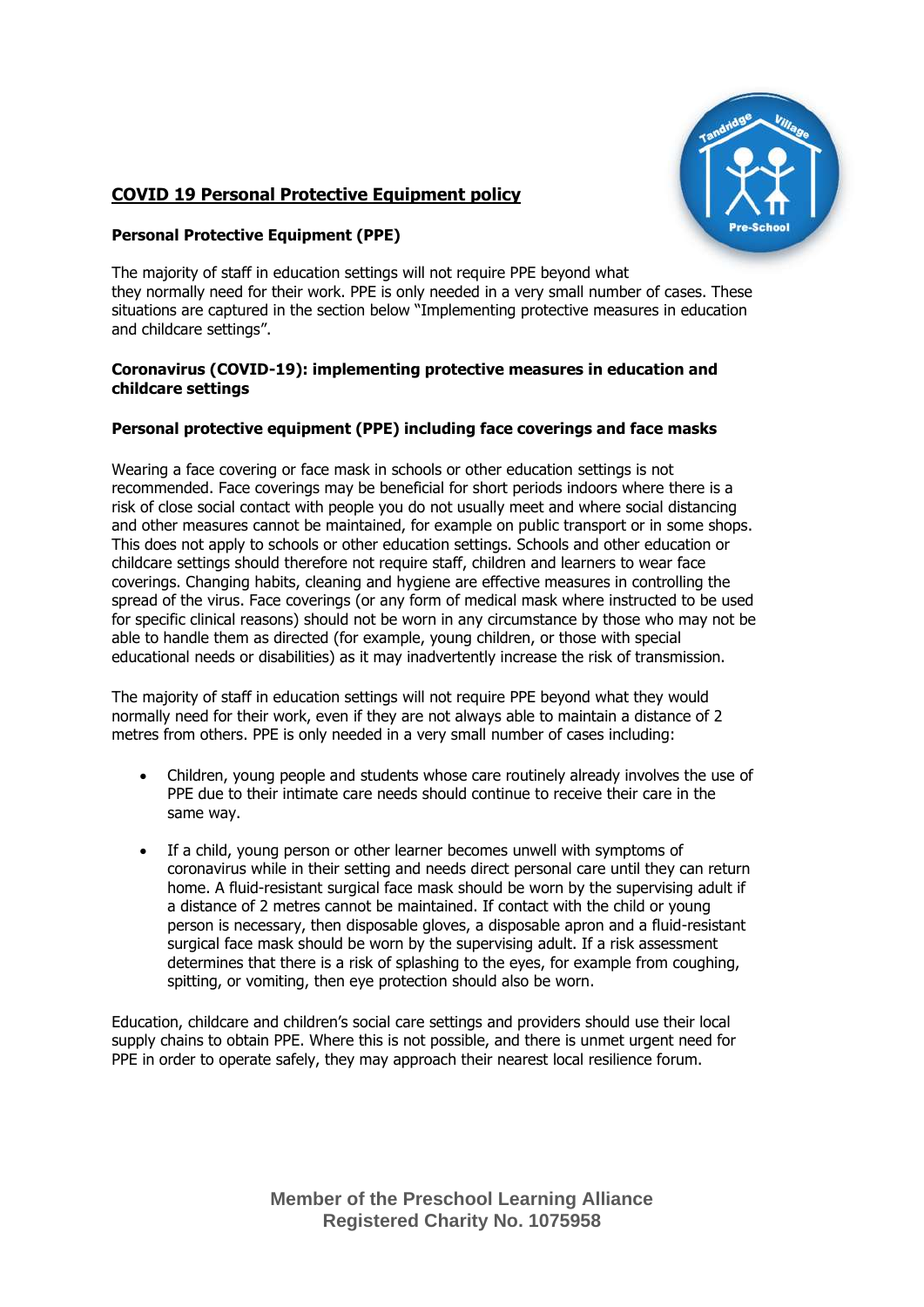# COVID 19 Personal Protective Equipment policy

## Personal Protective Equipment (PPE)

The majority of staff in education settings will not require PPE beyond what they normally need for their work. PPE is only needed in a very small number of cases. These situations are captured in the section below "Implementing protective measures in education and childcare settings".

## Coronavirus (COVID-19): implementing protective measures in education and childcare settings

## Personal protective equipment (PPE) including face coverings and face masks

Wearing a face covering or face mask in schools or other education settings is not recommended. Face coverings may be beneficial for short periods indoors where there is a risk of close social contact with people you do not usually meet and where social distancing and other measures cannot be maintained, for example on public transport or in some shops. This does not apply to schools or other education settings. Schools and other education or childcare settings should therefore not require staff, children and learners to wear face coverings. Changing habits, cleaning and hygiene are effective measures in controlling the spread of the virus. Face coverings (or any form of medical mask where instructed to be used for specific clinical reasons) should not be worn in any circumstance by those who may not be able to handle them as directed (for example, young children, or those with special educational needs or disabilities) as it may inadvertently increase the risk of transmission.

The majority of staff in education settings will not require PPE beyond what they would normally need for their work, even if they are not always able to maintain a distance of 2 metres from others. PPE is only needed in a very small number of cases including:

- Children, young people and students whose care routinely already involves the use of PPE due to their intimate care needs should continue to receive their care in the same way.
- If a child, young person or other learner becomes unwell with symptoms of coronavirus while in their setting and needs direct personal care until they can return home. A fluid-resistant surgical face mask should be worn by the supervising adult if a distance of 2 metres cannot be maintained. If contact with the child or young person is necessary, then disposable gloves, a disposable apron and a fluid-resistant surgical face mask should be worn by the supervising adult. If a risk assessment determines that there is a risk of splashing to the eyes, for example from coughing, spitting, or vomiting, then eye protection should also be worn.

Education, childcare and children's social care settings and providers should use their local supply chains to obtain PPE. Where this is not possible, and there is unmet urgent need for PPE in order to operate safely, they may approach their nearest local resilience forum.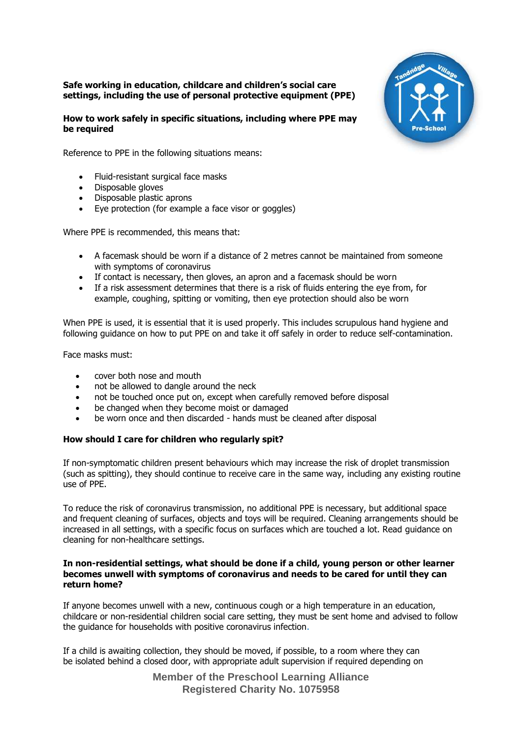**Safe working in education, childcare and children's social care settings, including the use of personal protective equipment (PPE)**

**How to work safely in specific situations, including where PPE may be required**

Reference to PPE in the following situations means:

- Fluid-resistant surgical face masks
- Disposable gloves
- Disposable plastic aprons
- Eye protection (for example a face visor or goggles)

Where PPE is recommended, this means that:

- A facemask should be worn if a distance of 2 metres cannot be maintained from someone with symptoms of coronavirus
- If contact is necessary, then gloves, an apron and a facemask should be worn
- If a risk assessment determines that there is a risk of fluids entering the eye from, for example, coughing, spitting or vomiting, then eye protection should also be worn

When PPE is used, it is essential that it is used properly. This includes scrupulous hand hygiene and following guidance on how to put PPE on and take it off safely in order to reduce self-contamination.

Face masks must:

- cover both nose and mouth
- not be allowed to dangle around the neck
- not be touched once put on, except when carefully removed before disposal
- be changed when they become moist or damaged
- be worn once and then discarded - hands must be cleaned after disposal

**How should I care for children who regularly spit?**

If non-symptomatic children present behaviours which may increase the risk of droplet transmission (such as spitting), they should continue to receive care in the same way, including any existing routine use of PPE.

To reduce the risk of coronavirus transmission, no additional PPE is necessary, but additional space and frequent cleaning of surfaces, objects and toys will be required. Cleaning arrangements should be increased in all settings, with a specific focus on surfaces which are touched a lot. Read guidance on cleaning for non-healthcare settings.

**In non-residential settings, what should be done if a child, young person or other learner becomes unwell with symptoms of coronavirus and needs to be cared for until they can return home?**

If anyone becomes unwell with a new, continuous cough or a high temperature in an education, childcare or non-residential children social care setting, they must be sent home and advised to follow the guidance for households with positive coronavirus infection.

If a child is awaiting collection, they should be moved, if possible, to a room where they can be isolated behind a closed door, with appropriate adult supervision if required depending on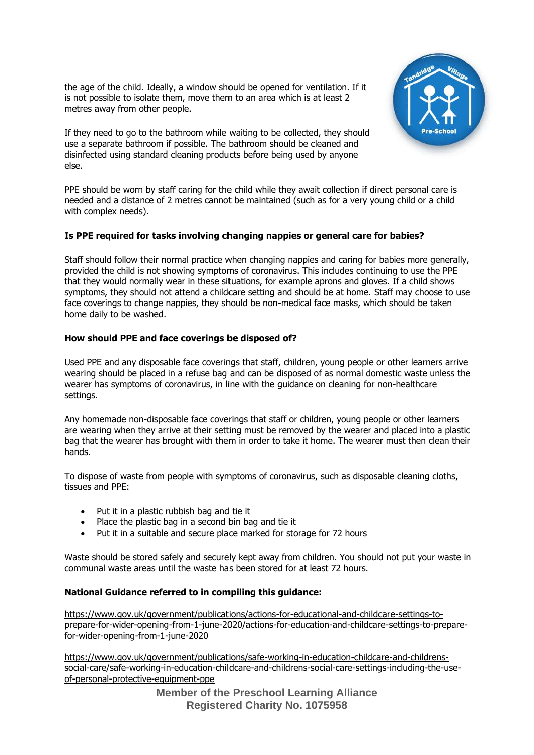the age of the child. Ideally, a window should be opened for ventilation. If it is not possible to isolate them, move them to an area which is at least 2 metres away from other people.

If they need to go to the bathroom while waiting to be collected, they should use a separate bathroom if possible. The bathroom should be cleaned and disinfected using standard cleaning products before being used by anyone else.

PPE should be worn by staff caring for the child while they await collection if direct personal care is needed and a distance of 2 metres cannot be maintained (such as for a very young child or a child with complex needs).

**Is PPE required for tasks involving changing nappies or general care for babies?**

Staff should follow their normal practice when changing nappies and caring for babies more generally, provided the child is not showing symptoms of coronavirus. This includes continuing to use the PPE that they would normally wear in these situations, for example aprons and gloves. If a child shows symptoms, they should not attend a childcare setting and should be at home. Staff may choose to use face coverings to change nappies, they should be non-medical face masks, which should be taken home daily to be washed.

**How should PPE and face coverings be disposed of?**

Used PPE and any disposable face coverings that staff, children, young people or other learners arrive wearing should be placed in a refuse bag and can be disposed of as normal domestic waste unless the wearer has symptoms of coronavirus, in line with the guidance on cleaning for non-healthcare settings.

Any homemade non-disposable face coverings that staff or children, young people or other learners are wearing when they arrive at their setting must be removed by the wearer and placed into a plastic bag that the wearer has brought with them in order to take it home. The wearer must then clean their hands.

To dispose of waste from people with symptoms of coronavirus, such as disposable cleaning cloths, tissues and PPE:

- Put it in a plastic rubbish bag and tie it
- Place the plastic bag in a second bin bag and tie it
- Put it in a suitable and secure place marked for storage for 72 hours

Waste should be stored safely and securely kept away from children. You should not put your waste in communal waste areas until the waste has been stored for at least 72 hours.

**National Guidance referred to in compiling this guidance:**

https://www.gov.uk/government/publications/actions-for-educational-and-childcare-settings-to-prepare-for-wider-opening-from-1-june-2020/actions-for-education-and-childcare-settings-to-prepare-for-wider-opening-from-1-june-2020

https://www.gov.uk/government/publications/safe-working-in-education-childcare-and-childrens-social-care/safe-working-in-education-childcare-and-childrens-social-care-settings-including-the-use-of-personal-protective-equipment-ppe

**Member of the Preschool Learning Alliance**
**Registered Charity No. 1075958**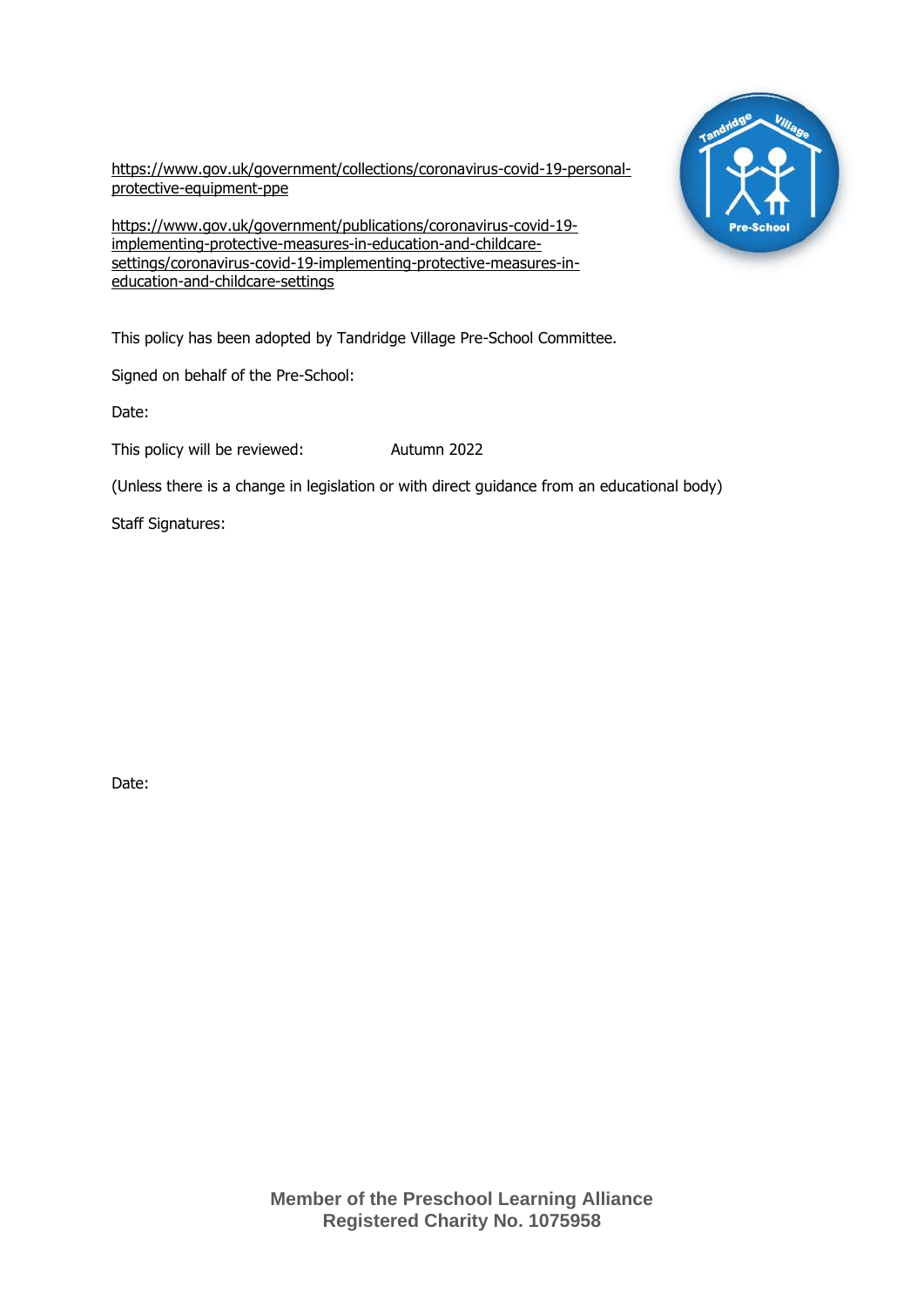https://www.gov.uk/government/collections/coronavirus-covid-19-personal-protective-equipment-ppe

https://www.gov.uk/government/publications/coronavirus-covid-19-implementing-protective-measures-in-education-and-childcare-settings/coronavirus-covid-19-implementing-protective-measures-in-education-and-childcare-settings

This policy has been adopted by Tandridge Village Pre-School Committee.

Signed on behalf of the Pre-School:

Date:

This policy will be reviewed: Autumn 2022

(Unless there is a change in legislation or with direct guidance from an educational body)

Staff Signatures:

Date:

**Member of the Preschool Learning Alliance**
**Registered Charity No. 1075958**